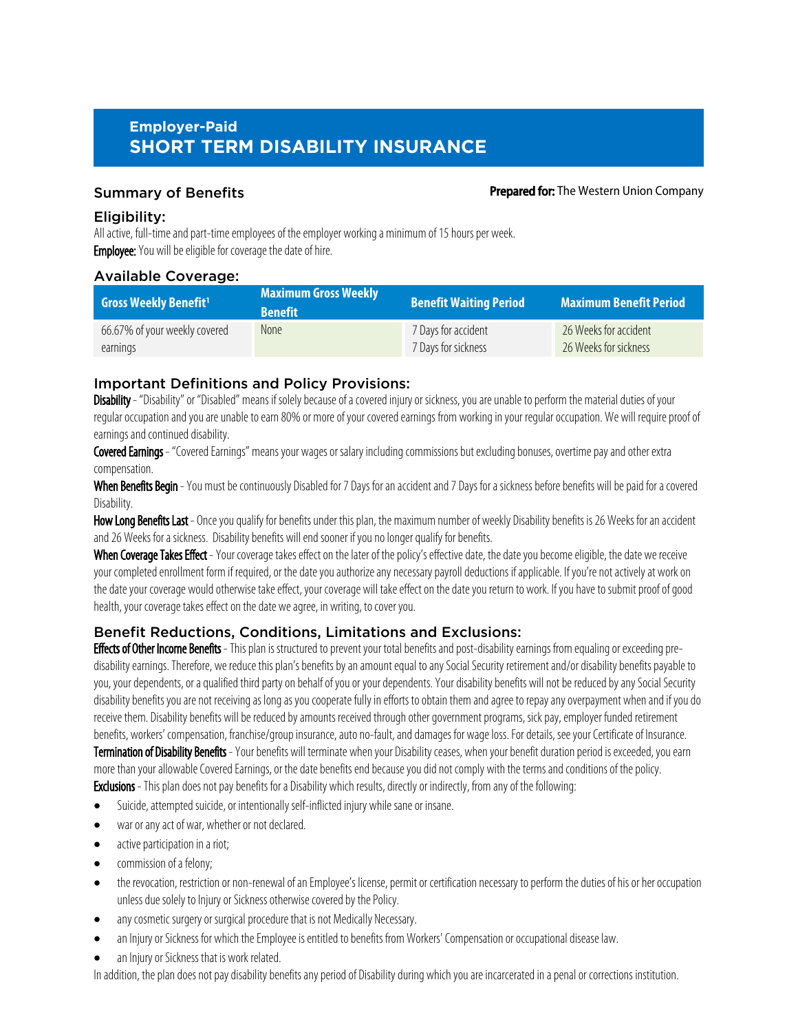# Employer-Paid
# SHORT TERM DISABILITY INSURANCE

## Summary of Benefits

**Prepared for:** The Western Union Company

### Eligibility:

All active, full-time and part-time employees of the employer working a minimum of 15 hours per week.

**Employee:** You will be eligible for coverage the date of hire.

### Available Coverage:

| Gross Weekly Benefit[1] | Maximum Gross Weekly Benefit | Benefit Waiting Period | Maximum Benefit Period |
|---|---|---|---|
| 66.67% of your weekly covered earnings | None | 7 Days for accident<br>7 Days for sickness | 26 Weeks for accident<br>26 Weeks for sickness |

### Important Definitions and Policy Provisions:

**Disability** - "Disability" or "Disabled" means if solely because of a covered injury or sickness, you are unable to perform the material duties of your regular occupation and you are unable to earn 80% or more of your covered earnings from working in your regular occupation. We will require proof of earnings and continued disability.

**Covered Earnings** - "Covered Earnings" means your wages or salary including commissions but excluding bonuses, overtime pay and other extra compensation.

**When Benefits Begin** - You must be continuously Disabled for 7 Days for an accident and 7 Days for a sickness before benefits will be paid for a covered Disability.

**How Long Benefits Last** - Once you qualify for benefits under this plan, the maximum number of weekly Disability benefits is 26 Weeks for an accident and 26 Weeks for a sickness. Disability benefits will end sooner if you no longer qualify for benefits.

**When Coverage Takes Effect** - Your coverage takes effect on the later of the policy's effective date, the date you become eligible, the date we receive your completed enrollment form if required, or the date you authorize any necessary payroll deductions if applicable. If you're not actively at work on the date your coverage would otherwise take effect, your coverage will take effect on the date you return to work. If you have to submit proof of good health, your coverage takes effect on the date we agree, in writing, to cover you.

### Benefit Reductions, Conditions, Limitations and Exclusions:

**Effects of Other Income Benefits** - This plan is structured to prevent your total benefits and post-disability earnings from equaling or exceeding pre-disability earnings. Therefore, we reduce this plan's benefits by an amount equal to any Social Security retirement and/or disability benefits payable to you, your dependents, or a qualified third party on behalf of you or your dependents. Your disability benefits will not be reduced by any Social Security disability benefits you are not receiving as long as you cooperate fully in efforts to obtain them and agree to repay any overpayment when and if you do receive them. Disability benefits will be reduced by amounts received through other government programs, sick pay, employer funded retirement benefits, workers' compensation, franchise/group insurance, auto no-fault, and damages for wage loss. For details, see your Certificate of Insurance.

**Termination of Disability Benefits** - Your benefits will terminate when your Disability ceases, when your benefit duration period is exceeded, you earn more than your allowable Covered Earnings, or the date benefits end because you did not comply with the terms and conditions of the policy.

**Exclusions** - This plan does not pay benefits for a Disability which results, directly or indirectly, from any of the following:

- Suicide, attempted suicide, or intentionally self-inflicted injury while sane or insane.
- war or any act of war, whether or not declared.
- active participation in a riot;
- commission of a felony;
- the revocation, restriction or non-renewal of an Employee's license, permit or certification necessary to perform the duties of his or her occupation unless due solely to Injury or Sickness otherwise covered by the Policy.
- any cosmetic surgery or surgical procedure that is not Medically Necessary.
- an Injury or Sickness for which the Employee is entitled to benefits from Workers' Compensation or occupational disease law.
- an Injury or Sickness that is work related.

In addition, the plan does not pay disability benefits any period of Disability during which you are incarcerated in a penal or corrections institution.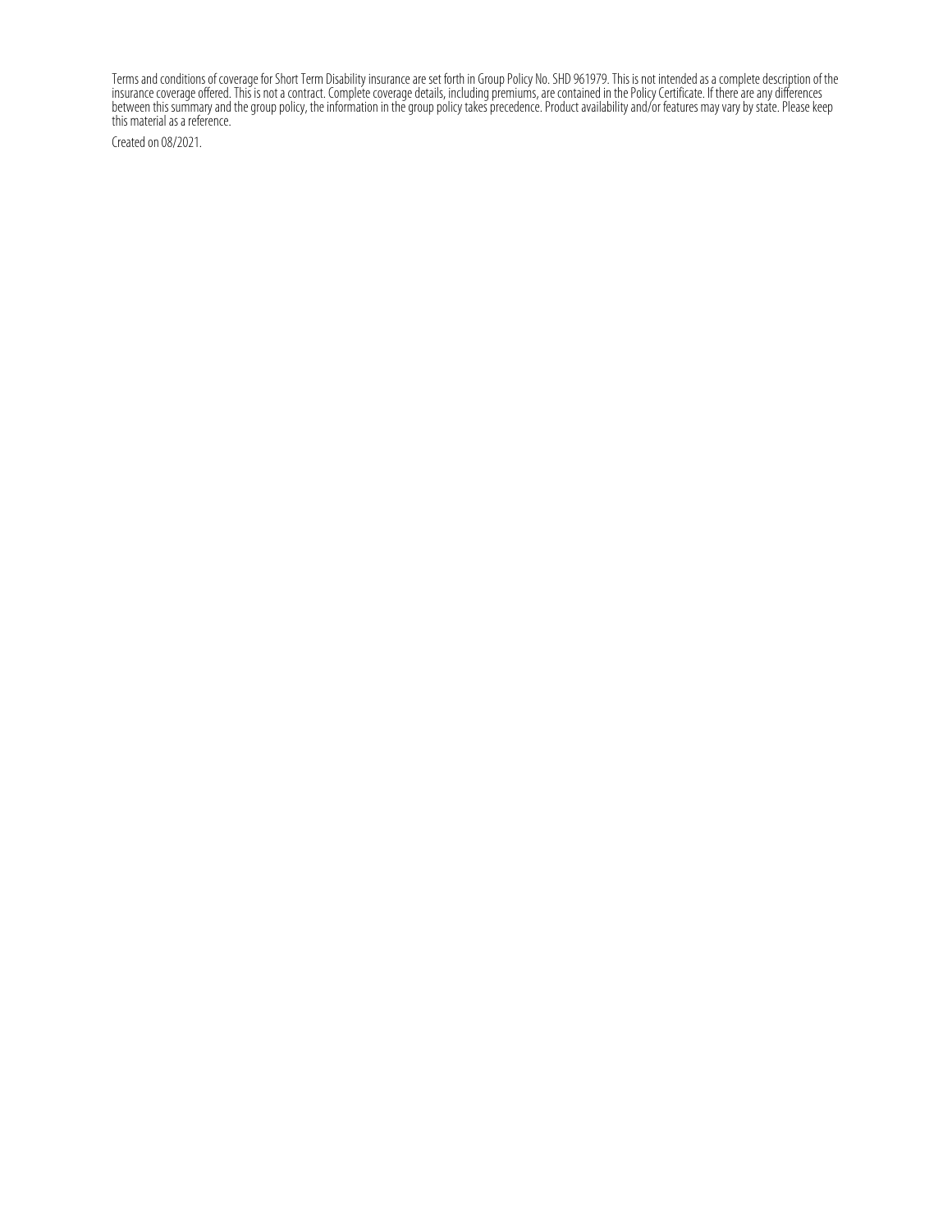Terms and conditions of coverage for Short Term Disability insurance are set forth in Group Policy No. SHD 961979. This is not intended as a complete description of the insurance coverage offered. This is not a contract. Complete coverage details, including premiums, are contained in the Policy Certificate. If there are any differences between this summary and the group policy, the information in the group policy takes precedence. Product availability and/or features may vary by state. Please keep this material as a reference.

Created on 08/2021.